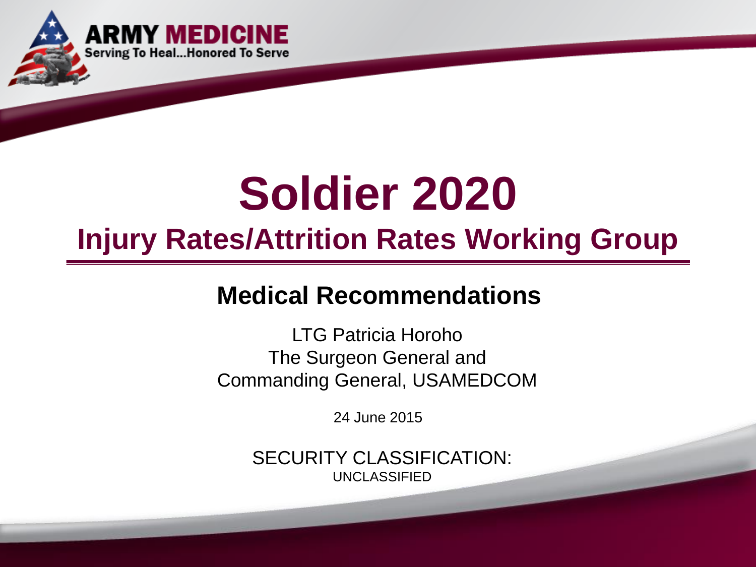ARMY MEDICINE
Serving To Heal...Honored To Serve

# Soldier 2020

## Injury Rates/Attrition Rates Working Group

### Medical Recommendations

LTG Patricia Horoho
The Surgeon General and
Commanding General, USAMEDCOM

24 June 2015

SECURITY CLASSIFICATION:
UNCLASSIFIED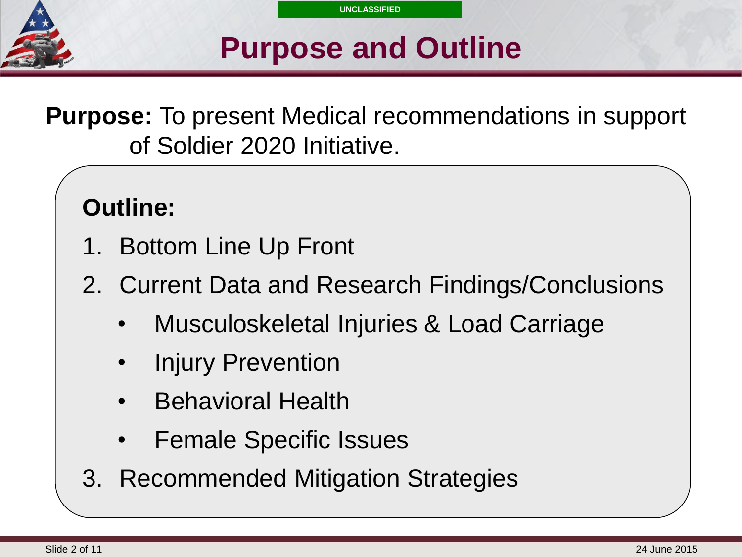UNCLASSIFIED

# Purpose and Outline

**Purpose:** To present Medical recommendations in support of Soldier 2020 Initiative.

**Outline:**

1. Bottom Line Up Front
2. Current Data and Research Findings/Conclusions
   - Musculoskeletal Injuries & Load Carriage
   - Injury Prevention
   - Behavioral Health
   - Female Specific Issues
3. Recommended Mitigation Strategies

24 June 2015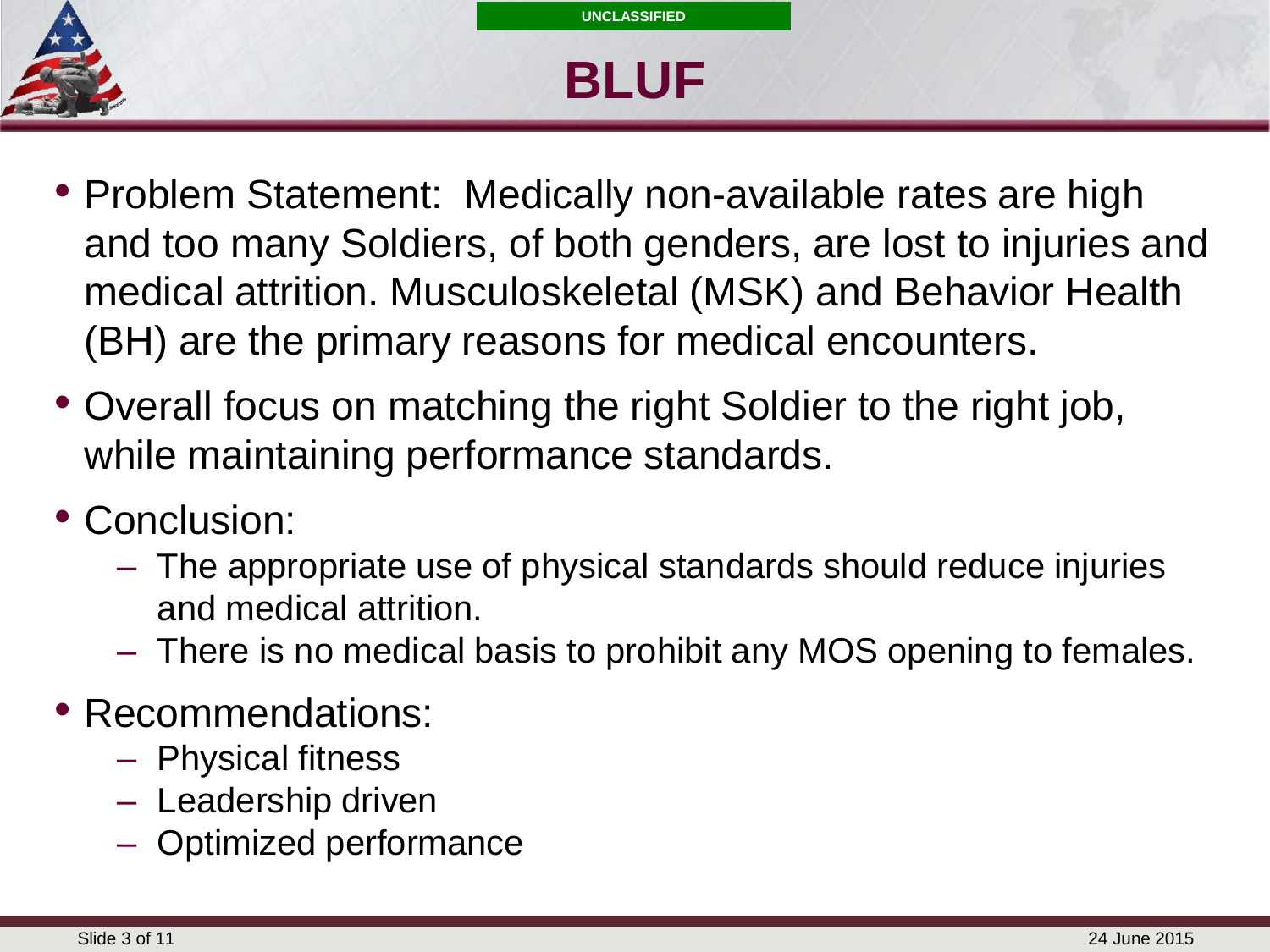UNCLASSIFIED

# BLUF

- Problem Statement: Medically non-available rates are high and too many Soldiers, of both genders, are lost to injuries and medical attrition. Musculoskeletal (MSK) and Behavior Health (BH) are the primary reasons for medical encounters.
- Overall focus on matching the right Soldier to the right job, while maintaining performance standards.
- Conclusion:
  - The appropriate use of physical standards should reduce injuries and medical attrition.
  - There is no medical basis to prohibit any MOS opening to females.
- Recommendations:
  - Physical fitness
  - Leadership driven
  - Optimized performance

24 June 2015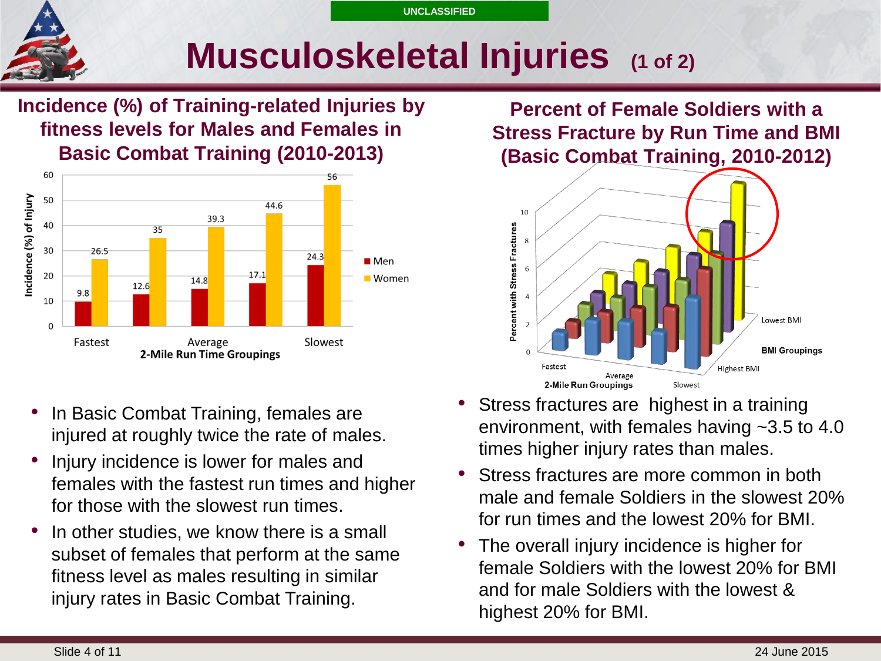UNCLASSIFIED

# Musculoskeletal Injuries (1 of 2)

## Incidence (%) of Training-related Injuries by fitness levels for Males and Females in Basic Combat Training (2010-2013)

| 2-Mile Run Time Groupings | Men | Women |
|---|---|---|
| Fastest | 9.8 | 26.5 |
| | 12.6 | 35 |
| Average | 14.8 | 39.3 |
| | 17.1 | 44.6 |
| Slowest | 24.3 | 56 |

- In Basic Combat Training, females are injured at roughly twice the rate of males.
- Injury incidence is lower for males and females with the fastest run times and higher for those with the slowest run times.
- In other studies, we know there is a small subset of females that perform at the same fitness level as males resulting in similar injury rates in Basic Combat Training.

## Percent of Female Soldiers with a Stress Fracture by Run Time and BMI (Basic Combat Training, 2010-2012)

- Stress fractures are highest in a training environment, with females having ~3.5 to 4.0 times higher injury rates than males.
- Stress fractures are more common in both male and female Soldiers in the slowest 20% for run times and the lowest 20% for BMI.
- The overall injury incidence is higher for female Soldiers with the lowest 20% for BMI and for male Soldiers with the lowest & highest 20% for BMI.

24 June 2015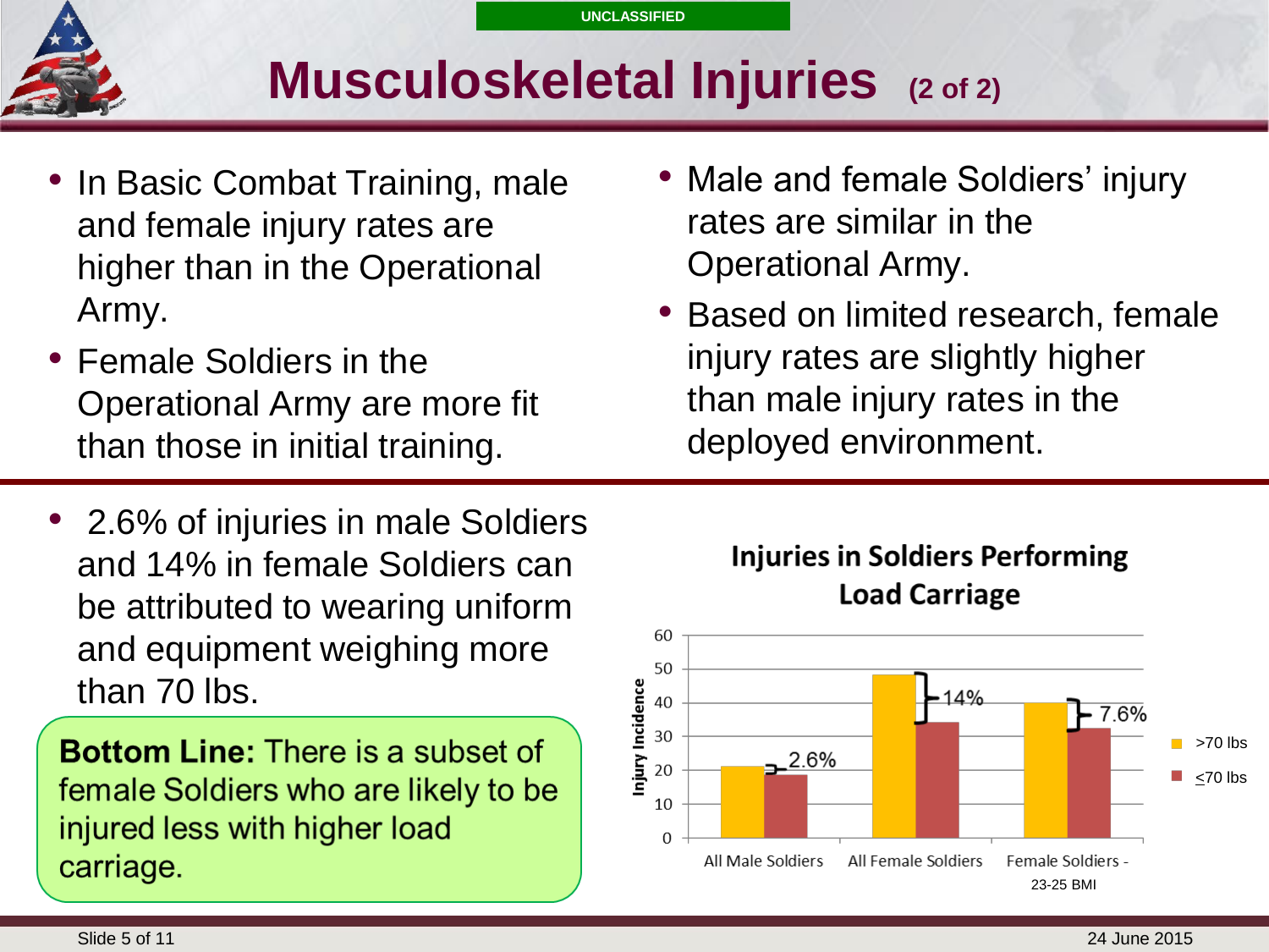UNCLASSIFIED

# Musculoskeletal Injuries (2 of 2)

- In Basic Combat Training, male and female injury rates are higher than in the Operational Army.
- Female Soldiers in the Operational Army are more fit than those in initial training.
- Male and female Soldiers' injury rates are similar in the Operational Army.
- Based on limited research, female injury rates are slightly higher than male injury rates in the deployed environment.

- 2.6% of injuries in male Soldiers and 14% in female Soldiers can be attributed to wearing uniform and equipment weighing more than 70 lbs.

**Bottom Line:** There is a subset of female Soldiers who are likely to be injured less with higher load carriage.

**Injuries in Soldiers Performing Load Carriage**

| | >70 lbs | ≤70 lbs | Difference |
|---|---|---|---|
| All Male Soldiers | ~21 | ~18 | 2.6% |
| All Female Soldiers | ~48 | ~34 | 14% |
| Female Soldiers - 23-25 BMI | ~40 | ~32 | 7.6% |

Y-axis: Injury Incidence

24 June 2015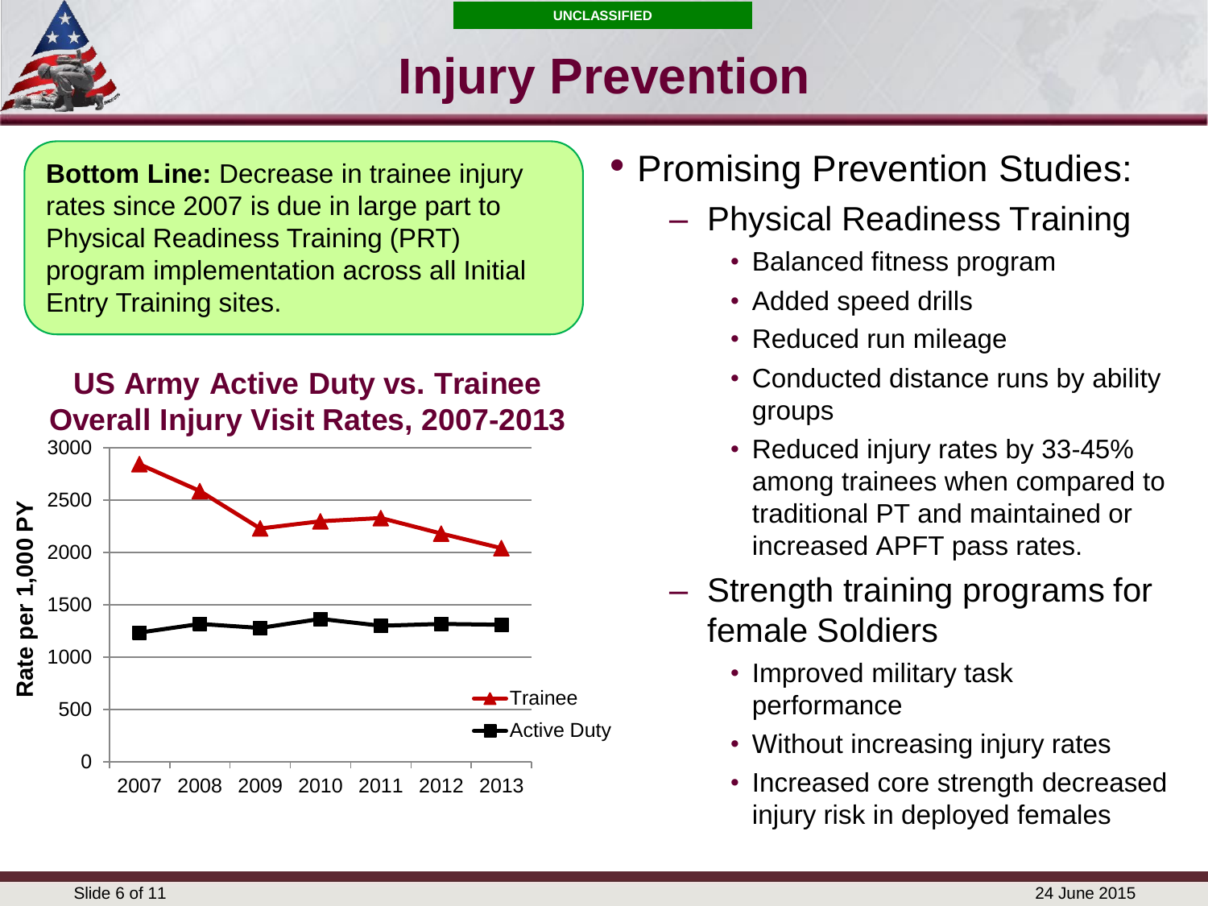UNCLASSIFIED

# Injury Prevention

**Bottom Line:** Decrease in trainee injury rates since 2007 is due in large part to Physical Readiness Training (PRT) program implementation across all Initial Entry Training sites.

**US Army Active Duty vs. Trainee Overall Injury Visit Rates, 2007-2013**

| Year | Trainee (Rate per 1,000 PY) | Active Duty (Rate per 1,000 PY) |
|---|---|---|
| 2007 | ~2840 | ~1240 |
| 2008 | ~2590 | ~1320 |
| 2009 | ~2230 | ~1280 |
| 2010 | ~2300 | ~1370 |
| 2011 | ~2330 | ~1300 |
| 2012 | ~2180 | ~1320 |
| 2013 | ~2050 | ~1310 |

- Promising Prevention Studies:
  - Physical Readiness Training
    - Balanced fitness program
    - Added speed drills
    - Reduced run mileage
    - Conducted distance runs by ability groups
    - Reduced injury rates by 33-45% among trainees when compared to traditional PT and maintained or increased APFT pass rates.
  - Strength training programs for female Soldiers
    - Improved military task performance
    - Without increasing injury rates
    - Increased core strength decreased injury risk in deployed females

24 June 2015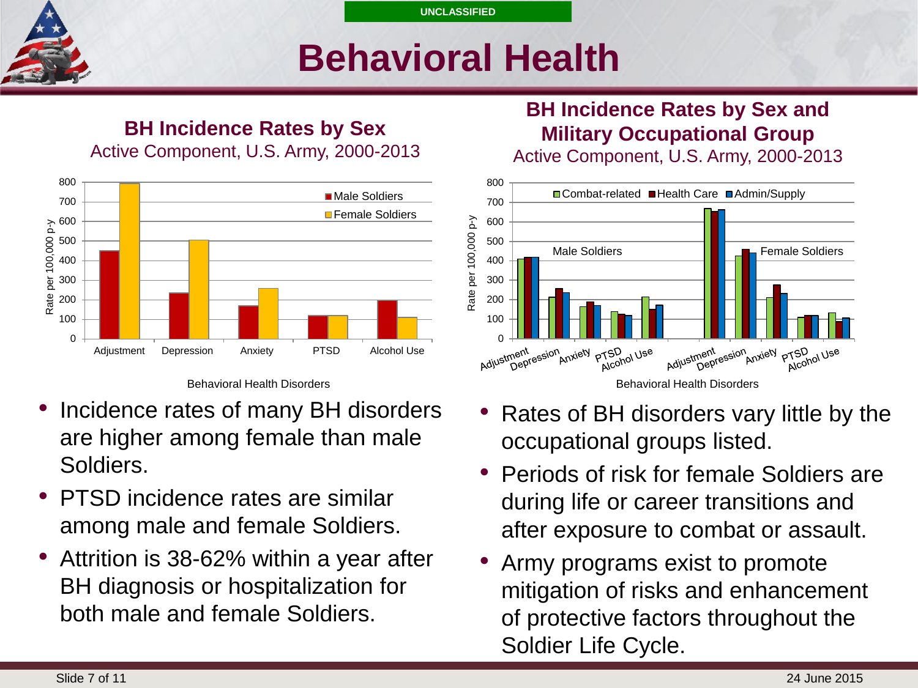UNCLASSIFIED

# Behavioral Health

## BH Incidence Rates by Sex

Active Component, U.S. Army, 2000-2013

- Incidence rates of many BH disorders are higher among female than male Soldiers.
- PTSD incidence rates are similar among male and female Soldiers.
- Attrition is 38-62% within a year after BH diagnosis or hospitalization for both male and female Soldiers.

## BH Incidence Rates by Sex and Military Occupational Group

Active Component, U.S. Army, 2000-2013

- Rates of BH disorders vary little by the occupational groups listed.
- Periods of risk for female Soldiers are during life or career transitions and after exposure to combat or assault.
- Army programs exist to promote mitigation of risks and enhancement of protective factors throughout the Soldier Life Cycle.

24 June 2015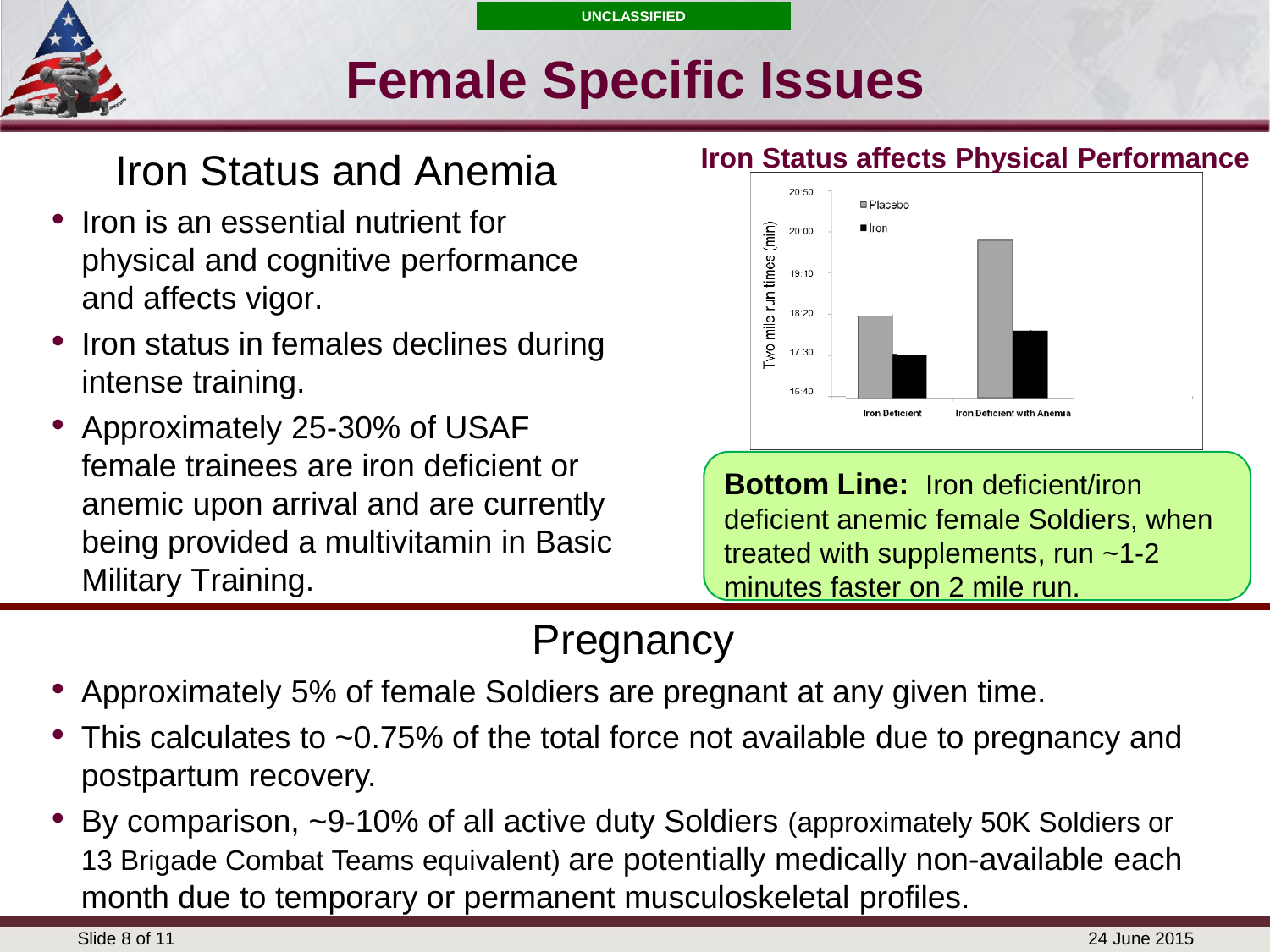UNCLASSIFIED

# Female Specific Issues

## Iron Status and Anemia

- Iron is an essential nutrient for physical and cognitive performance and affects vigor.
- Iron status in females declines during intense training.
- Approximately 25-30% of USAF female trainees are iron deficient or anemic upon arrival and are currently being provided a multivitamin in Basic Military Training.

### Iron Status affects Physical Performance

Two mile run times (min): 15:40, 17:30, 18:20, 19:10, 20:00, 20:50

Legend: Placebo, Iron

Groups: Iron Deficient; Iron Deficient with Anemia

**Bottom Line:** Iron deficient/iron deficient anemic female Soldiers, when treated with supplements, run ~1-2 minutes faster on 2 mile run.

## Pregnancy

- Approximately 5% of female Soldiers are pregnant at any given time.
- This calculates to ~0.75% of the total force not available due to pregnancy and postpartum recovery.
- By comparison, ~9-10% of all active duty Soldiers (approximately 50K Soldiers or 13 Brigade Combat Teams equivalent) are potentially medically non-available each month due to temporary or permanent musculoskeletal profiles.

24 June 2015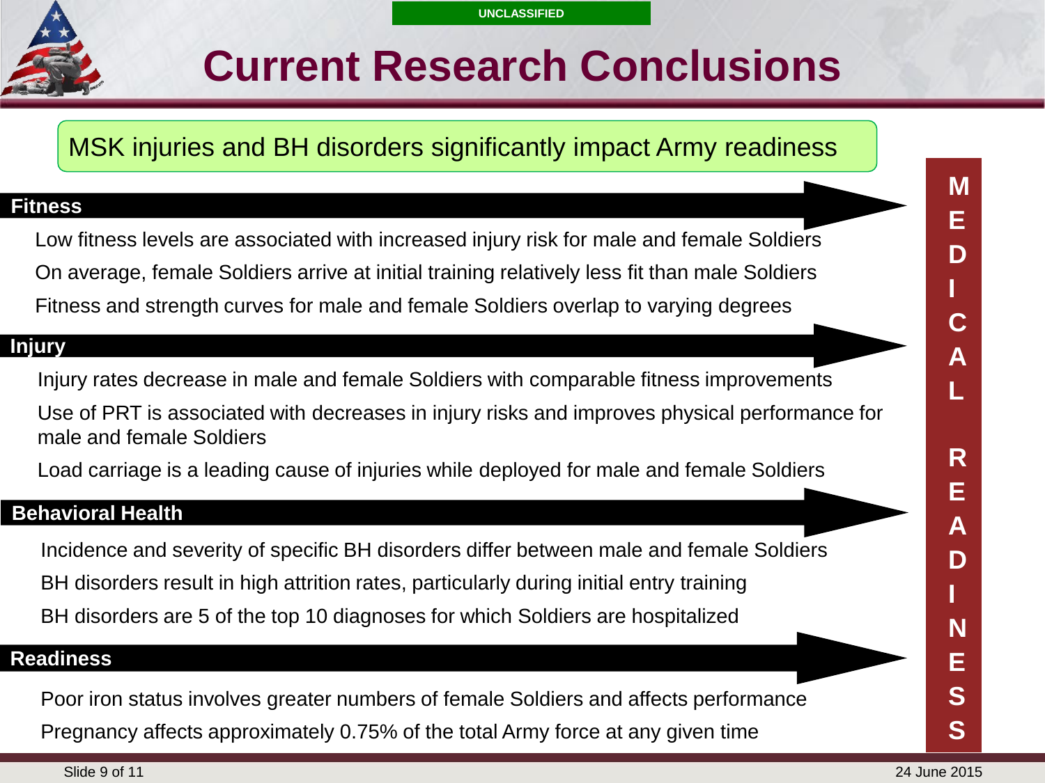UNCLASSIFIED

# Current Research Conclusions

MSK injuries and BH disorders significantly impact Army readiness

## Fitness

- Low fitness levels are associated with increased injury risk for male and female Soldiers
- On average, female Soldiers arrive at initial training relatively less fit than male Soldiers
- Fitness and strength curves for male and female Soldiers overlap to varying degrees

## Injury

- Injury rates decrease in male and female Soldiers with comparable fitness improvements
- Use of PRT is associated with decreases in injury risks and improves physical performance for male and female Soldiers
- Load carriage is a leading cause of injuries while deployed for male and female Soldiers

## Behavioral Health

- Incidence and severity of specific BH disorders differ between male and female Soldiers
- BH disorders result in high attrition rates, particularly during initial entry training
- BH disorders are 5 of the top 10 diagnoses for which Soldiers are hospitalized

## Readiness

- Poor iron status involves greater numbers of female Soldiers and affects performance
- Pregnancy affects approximately 0.75% of the total Army force at any given time

**MEDICAL READINESS**

24 June 2015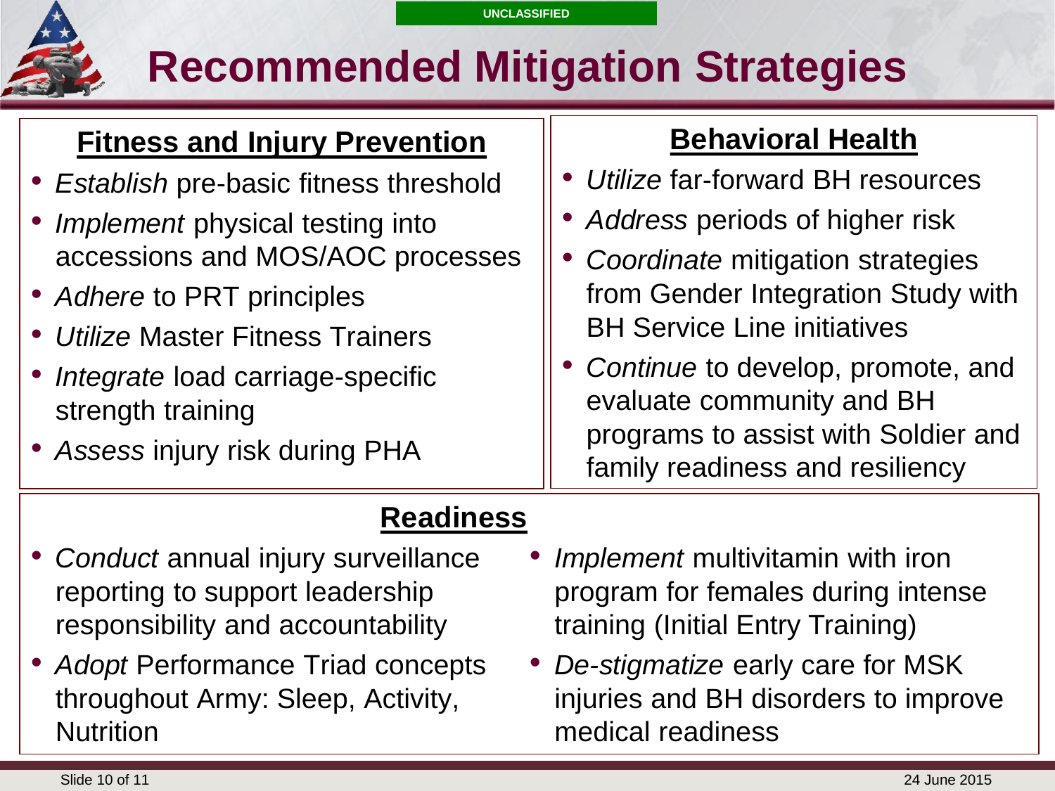UNCLASSIFIED

# Recommended Mitigation Strategies

## Fitness and Injury Prevention

- *Establish* pre-basic fitness threshold
- *Implement* physical testing into accessions and MOS/AOC processes
- *Adhere* to PRT principles
- *Utilize* Master Fitness Trainers
- *Integrate* load carriage-specific strength training
- *Assess* injury risk during PHA

## Behavioral Health

- *Utilize* far-forward BH resources
- *Address* periods of higher risk
- *Coordinate* mitigation strategies from Gender Integration Study with BH Service Line initiatives
- *Continue* to develop, promote, and evaluate community and BH programs to assist with Soldier and family readiness and resiliency

## Readiness

- *Conduct* annual injury surveillance reporting to support leadership responsibility and accountability
- *Adopt* Performance Triad concepts throughout Army: Sleep, Activity, Nutrition
- *Implement* multivitamin with iron program for females during intense training (Initial Entry Training)
- *De-stigmatize* early care for MSK injuries and BH disorders to improve medical readiness

24 June 2015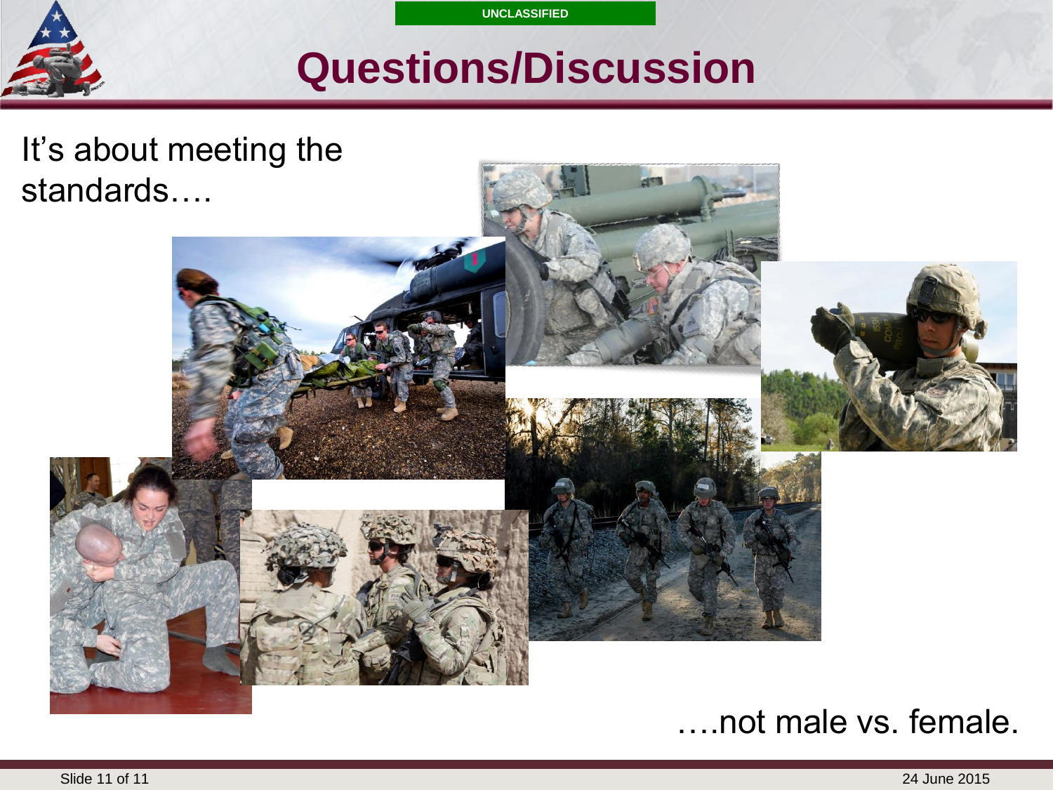UNCLASSIFIED

# Questions/Discussion

It's about meeting the standards….

….not male vs. female.